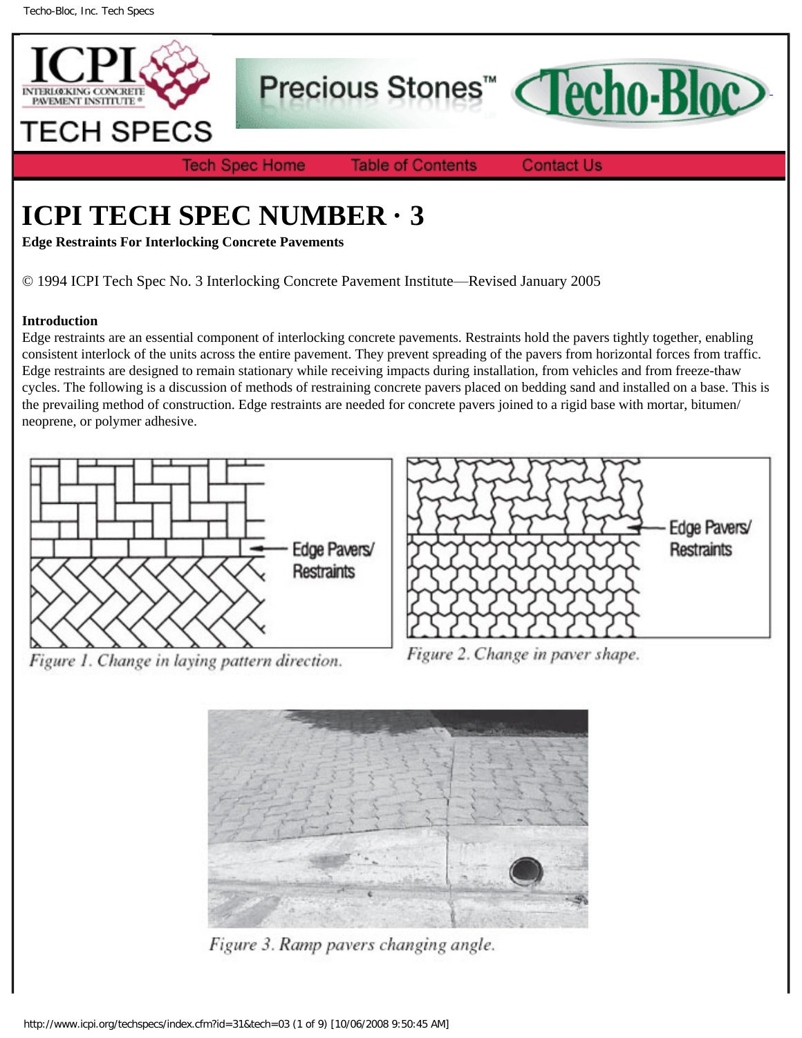# ICPI TECH SPEC NUMBER · 3

**Edge Restraints For Interlocking Concrete Pavements**

© 1994 ICPI Tech Spec No. 3 Interlocking Concrete Pavement Institute—Revised January 2005

**Introduction**

Edge restraints are an essential component of interlocking concrete pavements. Restraints hold the pavers tightly together, enabling consistent interlock of the units across the entire pavement. They prevent spreading of the pavers from horizontal forces from traffic. Edge restraints are designed to remain stationary while receiving impacts during installation, from vehicles and from freeze-thaw cycles. The following is a discussion of methods of restraining concrete pavers placed on bedding sand and installed on a base. This is the prevailing method of construction. Edge restraints are needed for concrete pavers joined to a rigid base with mortar, bitumen/neoprene, or polymer adhesive.

Edge Pavers/ Restraints

*Figure 1. Change in laying pattern direction.*

Edge Pavers/ Restraints

*Figure 2. Change in paver shape.*

*Figure 3. Ramp pavers changing angle.*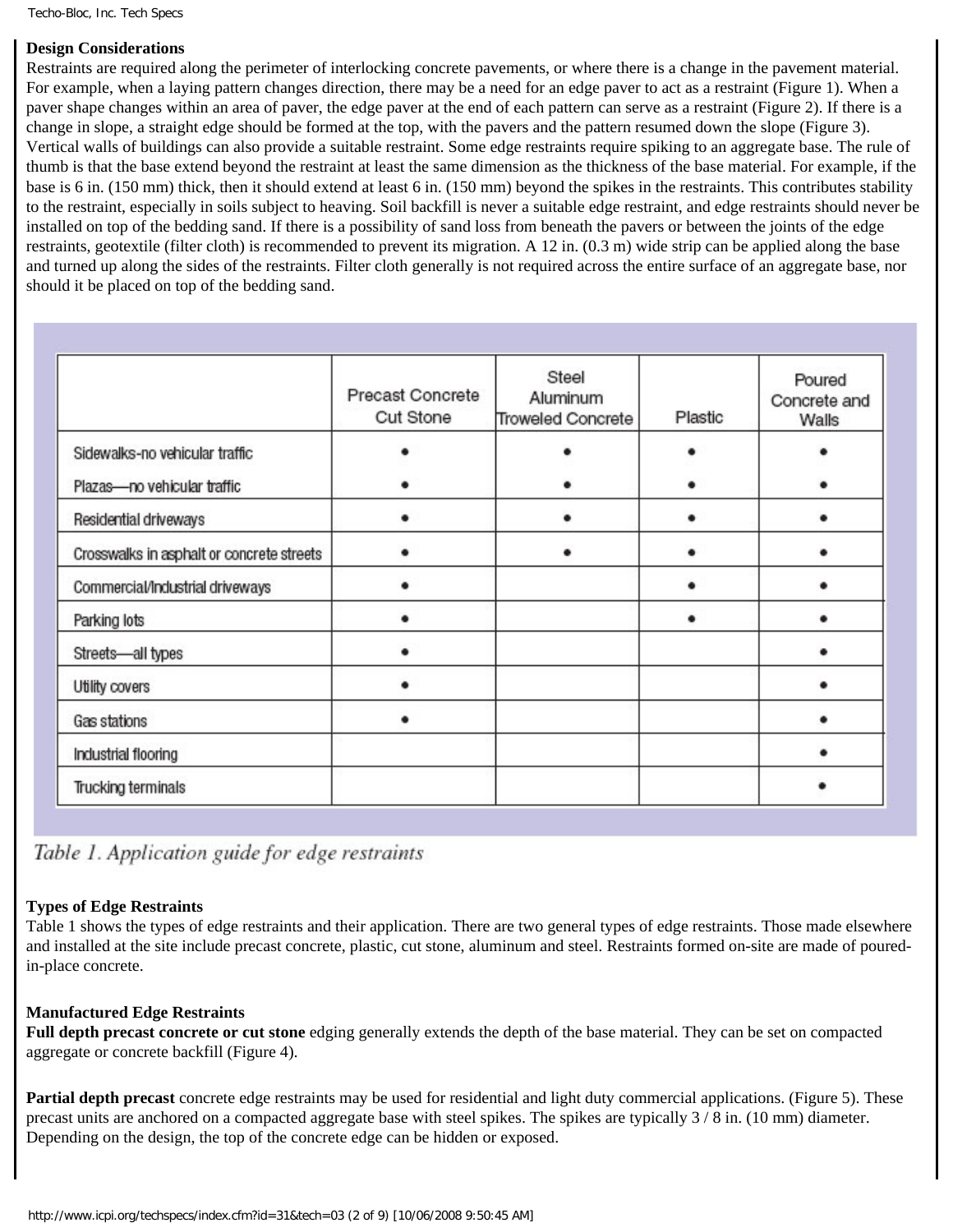**Design Considerations**

Restraints are required along the perimeter of interlocking concrete pavements, or where there is a change in the pavement material. For example, when a laying pattern changes direction, there may be a need for an edge paver to act as a restraint (Figure 1). When a paver shape changes within an area of paver, the edge paver at the end of each pattern can serve as a restraint (Figure 2). If there is a change in slope, a straight edge should be formed at the top, with the pavers and the pattern resumed down the slope (Figure 3). Vertical walls of buildings can also provide a suitable restraint. Some edge restraints require spiking to an aggregate base. The rule of thumb is that the base extend beyond the restraint at least the same dimension as the thickness of the base material. For example, if the base is 6 in. (150 mm) thick, then it should extend at least 6 in. (150 mm) beyond the spikes in the restraints. This contributes stability to the restraint, especially in soils subject to heaving. Soil backfill is never a suitable edge restraint, and edge restraints should never be installed on top of the bedding sand. If there is a possibility of sand loss from beneath the pavers or between the joints of the edge restraints, geotextile (filter cloth) is recommended to prevent its migration. A 12 in. (0.3 m) wide strip can be applied along the base and turned up along the sides of the restraints. Filter cloth generally is not required across the entire surface of an aggregate base, nor should it be placed on top of the bedding sand.

| | Precast Concrete Cut Stone | Steel Aluminum Troweled Concrete | Plastic | Poured Concrete and Walls |
|---|---|---|---|---|
| Sidewalks-no vehicular traffic | • | • | • | • |
| Plazas—no vehicular traffic | • | • | • | • |
| Residential driveways | • | • | • | • |
| Crosswalks in asphalt or concrete streets | • | • | • | • |
| Commercial/Industrial driveways | • | | • | • |
| Parking lots | • | | • | • |
| Streets—all types | • | | | • |
| Utility covers | • | | | • |
| Gas stations | • | | | • |
| Industrial flooring | | | | • |
| Trucking terminals | | | | • |

*Table 1. Application guide for edge restraints*

**Types of Edge Restraints**

Table 1 shows the types of edge restraints and their application. There are two general types of edge restraints. Those made elsewhere and installed at the site include precast concrete, plastic, cut stone, aluminum and steel. Restraints formed on-site are made of poured-in-place concrete.

**Manufactured Edge Restraints**

**Full depth precast concrete or cut stone** edging generally extends the depth of the base material. They can be set on compacted aggregate or concrete backfill (Figure 4).

**Partial depth precast** concrete edge restraints may be used for residential and light duty commercial applications. (Figure 5). These precast units are anchored on a compacted aggregate base with steel spikes. The spikes are typically 3 / 8 in. (10 mm) diameter. Depending on the design, the top of the concrete edge can be hidden or exposed.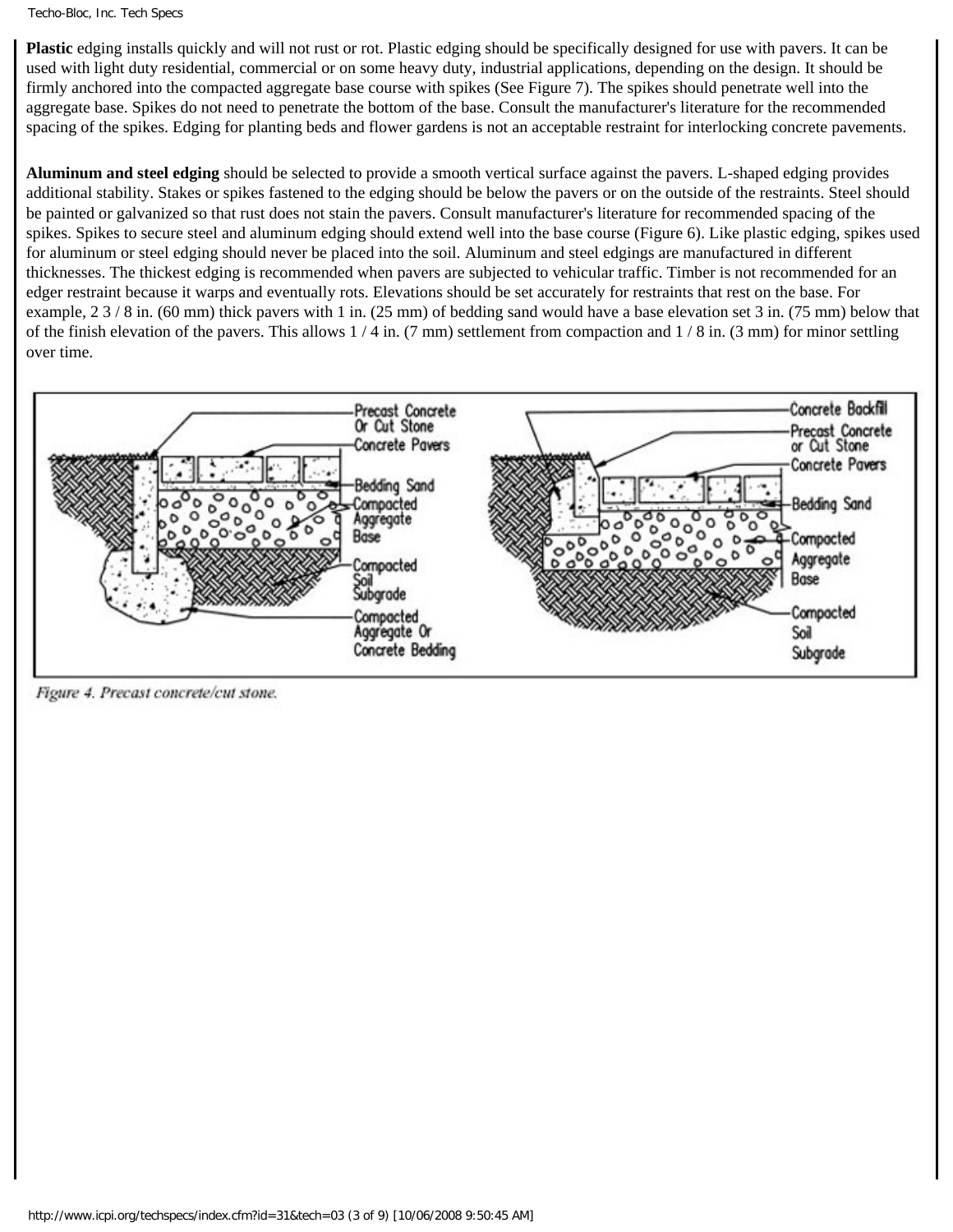**Plastic** edging installs quickly and will not rust or rot. Plastic edging should be specifically designed for use with pavers. It can be used with light duty residential, commercial or on some heavy duty, industrial applications, depending on the design. It should be firmly anchored into the compacted aggregate base course with spikes (See Figure 7). The spikes should penetrate well into the aggregate base. Spikes do not need to penetrate the bottom of the base. Consult the manufacturer's literature for the recommended spacing of the spikes. Edging for planting beds and flower gardens is not an acceptable restraint for interlocking concrete pavements.

**Aluminum and steel edging** should be selected to provide a smooth vertical surface against the pavers. L-shaped edging provides additional stability. Stakes or spikes fastened to the edging should be below the pavers or on the outside of the restraints. Steel should be painted or galvanized so that rust does not stain the pavers. Consult manufacturer's literature for recommended spacing of the spikes. Spikes to secure steel and aluminum edging should extend well into the base course (Figure 6). Like plastic edging, spikes used for aluminum or steel edging should never be placed into the soil. Aluminum and steel edgings are manufactured in different thicknesses. The thickest edging is recommended when pavers are subjected to vehicular traffic. Timber is not recommended for an edger restraint because it warps and eventually rots. Elevations should be set accurately for restraints that rest on the base. For example, 2 3 / 8 in. (60 mm) thick pavers with 1 in. (25 mm) of bedding sand would have a base elevation set 3 in. (75 mm) below that of the finish elevation of the pavers. This allows 1 / 4 in. (7 mm) settlement from compaction and 1 / 8 in. (3 mm) for minor settling over time.

*Figure 4. Precast concrete/cut stone.*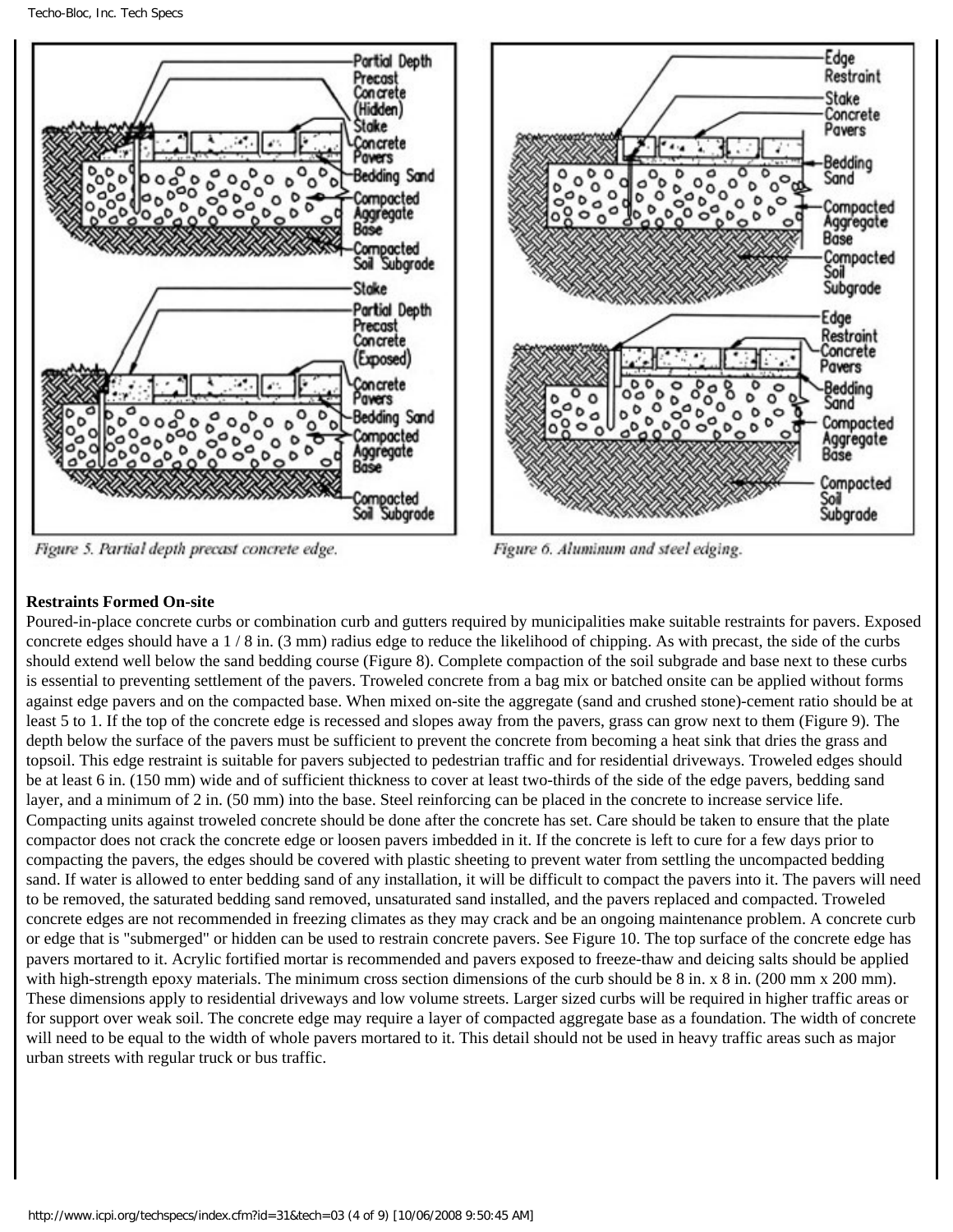Figure 5. Partial depth precast concrete edge.

Figure 6. Aluminum and steel edging.

**Restraints Formed On-site**

Poured-in-place concrete curbs or combination curb and gutters required by municipalities make suitable restraints for pavers. Exposed concrete edges should have a 1 / 8 in. (3 mm) radius edge to reduce the likelihood of chipping. As with precast, the side of the curbs should extend well below the sand bedding course (Figure 8). Complete compaction of the soil subgrade and base next to these curbs is essential to preventing settlement of the pavers. Troweled concrete from a bag mix or batched onsite can be applied without forms against edge pavers and on the compacted base. When mixed on-site the aggregate (sand and crushed stone)-cement ratio should be at least 5 to 1. If the top of the concrete edge is recessed and slopes away from the pavers, grass can grow next to them (Figure 9). The depth below the surface of the pavers must be sufficient to prevent the concrete from becoming a heat sink that dries the grass and topsoil. This edge restraint is suitable for pavers subjected to pedestrian traffic and for residential driveways. Troweled edges should be at least 6 in. (150 mm) wide and of sufficient thickness to cover at least two-thirds of the side of the edge pavers, bedding sand layer, and a minimum of 2 in. (50 mm) into the base. Steel reinforcing can be placed in the concrete to increase service life. Compacting units against troweled concrete should be done after the concrete has set. Care should be taken to ensure that the plate compactor does not crack the concrete edge or loosen pavers imbedded in it. If the concrete is left to cure for a few days prior to compacting the pavers, the edges should be covered with plastic sheeting to prevent water from settling the uncompacted bedding sand. If water is allowed to enter bedding sand of any installation, it will be difficult to compact the pavers into it. The pavers will need to be removed, the saturated bedding sand removed, unsaturated sand installed, and the pavers replaced and compacted. Troweled concrete edges are not recommended in freezing climates as they may crack and be an ongoing maintenance problem. A concrete curb or edge that is "submerged" or hidden can be used to restrain concrete pavers. See Figure 10. The top surface of the concrete edge has pavers mortared to it. Acrylic fortified mortar is recommended and pavers exposed to freeze-thaw and deicing salts should be applied with high-strength epoxy materials. The minimum cross section dimensions of the curb should be 8 in. x 8 in. (200 mm x 200 mm). These dimensions apply to residential driveways and low volume streets. Larger sized curbs will be required in higher traffic areas or for support over weak soil. The concrete edge may require a layer of compacted aggregate base as a foundation. The width of concrete will need to be equal to the width of whole pavers mortared to it. This detail should not be used in heavy traffic areas such as major urban streets with regular truck or bus traffic.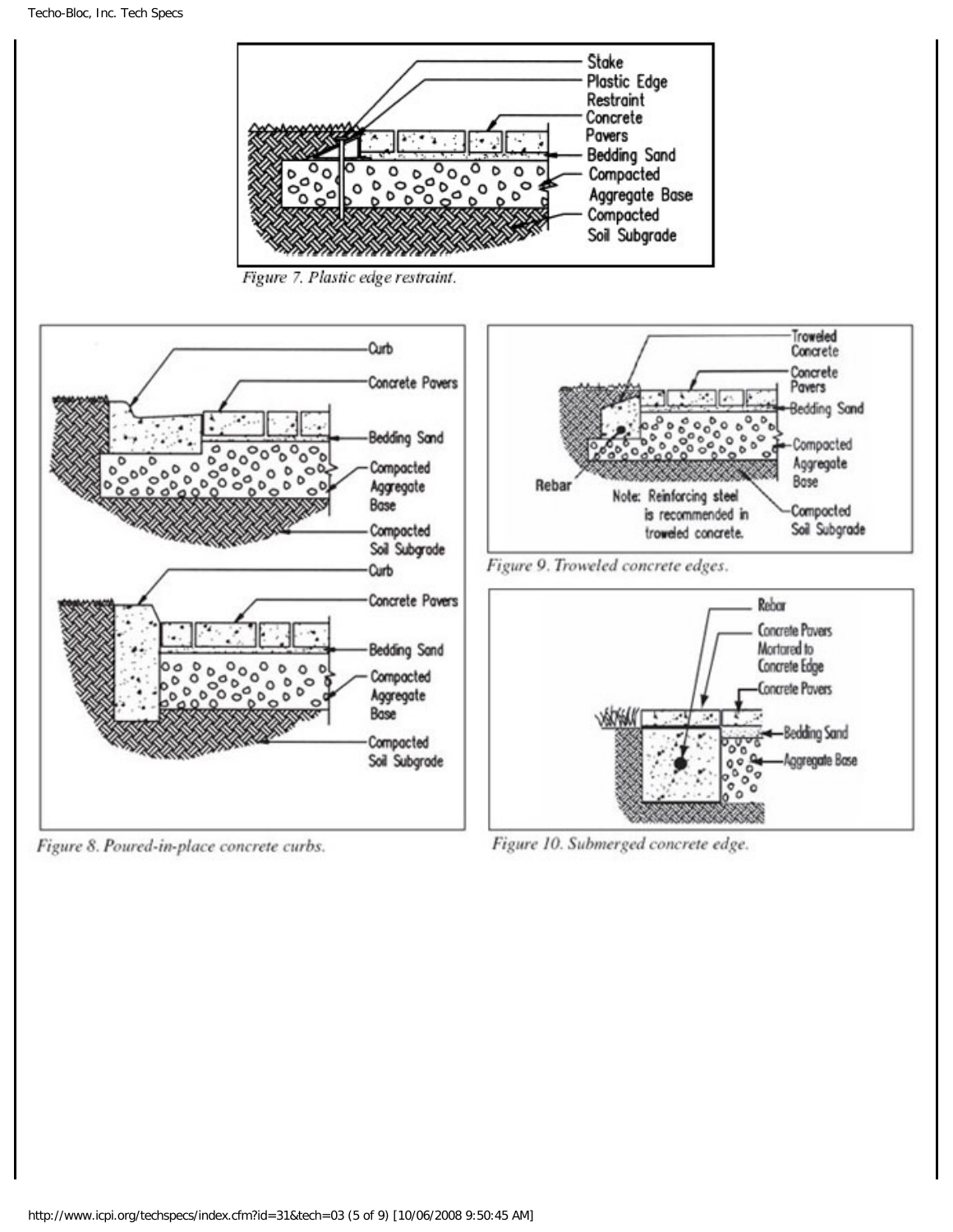Stake
Plastic Edge Restraint
Concrete Pavers
Bedding Sand
Compacted Aggregate Base
Compacted Soil Subgrade

*Figure 7. Plastic edge restraint.*

Curb
Concrete Pavers
Bedding Sand
Compacted Aggregate Base
Compacted Soil Subgrade

Curb
Concrete Pavers
Bedding Sand
Compacted Aggregate Base
Compacted Soil Subgrade

*Figure 8. Poured-in-place concrete curbs.*

Troweled Concrete
Concrete Pavers
Bedding Sand
Compacted Aggregate Base
Compacted Soil Subgrade
Rebar

Note: Reinforcing steel is recommended in troweled concrete.

*Figure 9. Troweled concrete edges.*

Rebar
Concrete Pavers Mortared to Concrete Edge
Concrete Pavers
Bedding Sand
Aggregate Base

*Figure 10. Submerged concrete edge.*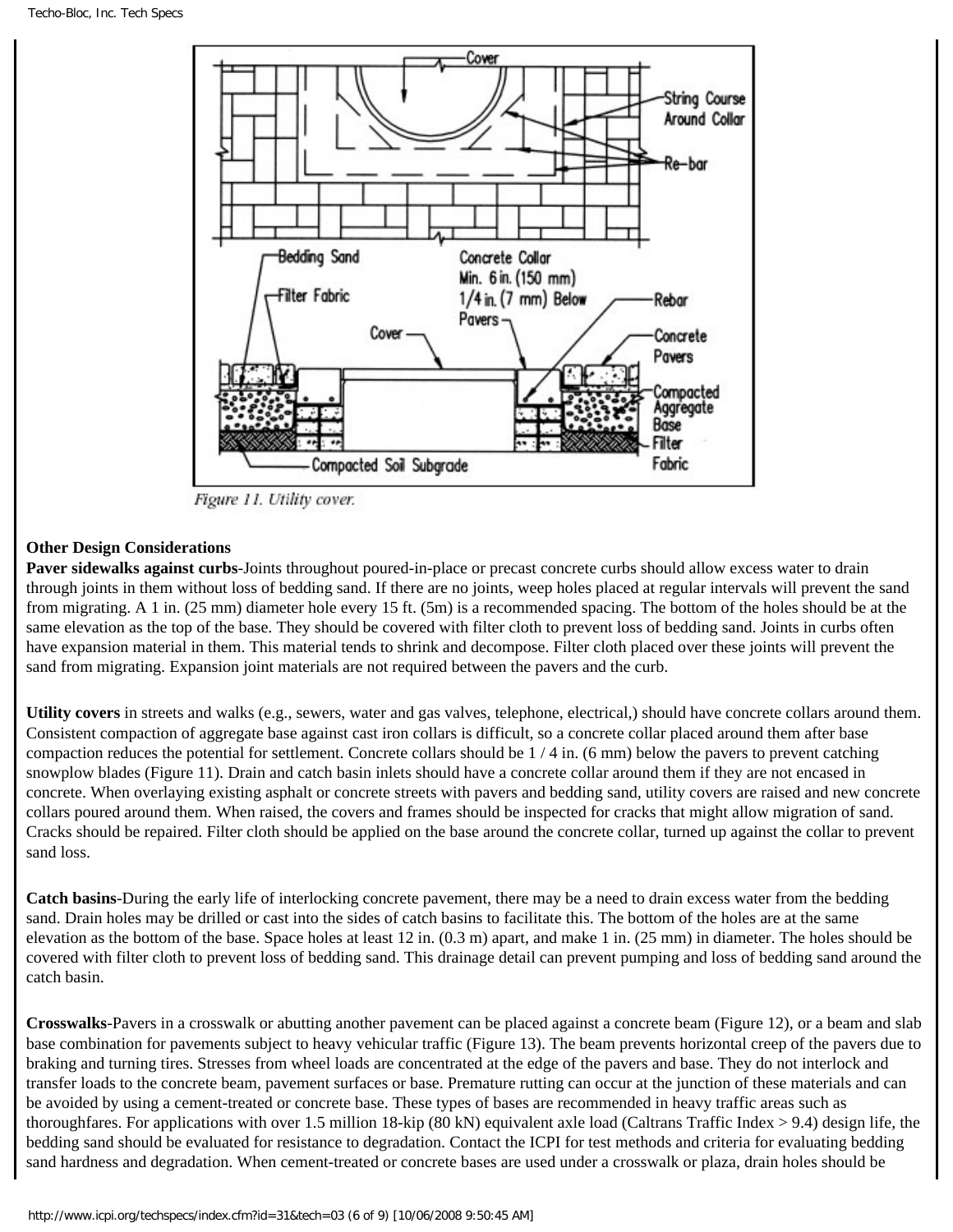Figure 11. Utility cover.

**Other Design Considerations**

**Paver sidewalks against curbs**-Joints throughout poured-in-place or precast concrete curbs should allow excess water to drain through joints in them without loss of bedding sand. If there are no joints, weep holes placed at regular intervals will prevent the sand from migrating. A 1 in. (25 mm) diameter hole every 15 ft. (5m) is a recommended spacing. The bottom of the holes should be at the same elevation as the top of the base. They should be covered with filter cloth to prevent loss of bedding sand. Joints in curbs often have expansion material in them. This material tends to shrink and decompose. Filter cloth placed over these joints will prevent the sand from migrating. Expansion joint materials are not required between the pavers and the curb.

**Utility covers** in streets and walks (e.g., sewers, water and gas valves, telephone, electrical,) should have concrete collars around them. Consistent compaction of aggregate base against cast iron collars is difficult, so a concrete collar placed around them after base compaction reduces the potential for settlement. Concrete collars should be 1 / 4 in. (6 mm) below the pavers to prevent catching snowplow blades (Figure 11). Drain and catch basin inlets should have a concrete collar around them if they are not encased in concrete. When overlaying existing asphalt or concrete streets with pavers and bedding sand, utility covers are raised and new concrete collars poured around them. When raised, the covers and frames should be inspected for cracks that might allow migration of sand. Cracks should be repaired. Filter cloth should be applied on the base around the concrete collar, turned up against the collar to prevent sand loss.

**Catch basins**-During the early life of interlocking concrete pavement, there may be a need to drain excess water from the bedding sand. Drain holes may be drilled or cast into the sides of catch basins to facilitate this. The bottom of the holes are at the same elevation as the bottom of the base. Space holes at least 12 in. (0.3 m) apart, and make 1 in. (25 mm) in diameter. The holes should be covered with filter cloth to prevent loss of bedding sand. This drainage detail can prevent pumping and loss of bedding sand around the catch basin.

**Crosswalks**-Pavers in a crosswalk or abutting another pavement can be placed against a concrete beam (Figure 12), or a beam and slab base combination for pavements subject to heavy vehicular traffic (Figure 13). The beam prevents horizontal creep of the pavers due to braking and turning tires. Stresses from wheel loads are concentrated at the edge of the pavers and base. They do not interlock and transfer loads to the concrete beam, pavement surfaces or base. Premature rutting can occur at the junction of these materials and can be avoided by using a cement-treated or concrete base. These types of bases are recommended in heavy traffic areas such as thoroughfares. For applications with over 1.5 million 18-kip (80 kN) equivalent axle load (Caltrans Traffic Index > 9.4) design life, the bedding sand should be evaluated for resistance to degradation. Contact the ICPI for test methods and criteria for evaluating bedding sand hardness and degradation. When cement-treated or concrete bases are used under a crosswalk or plaza, drain holes should be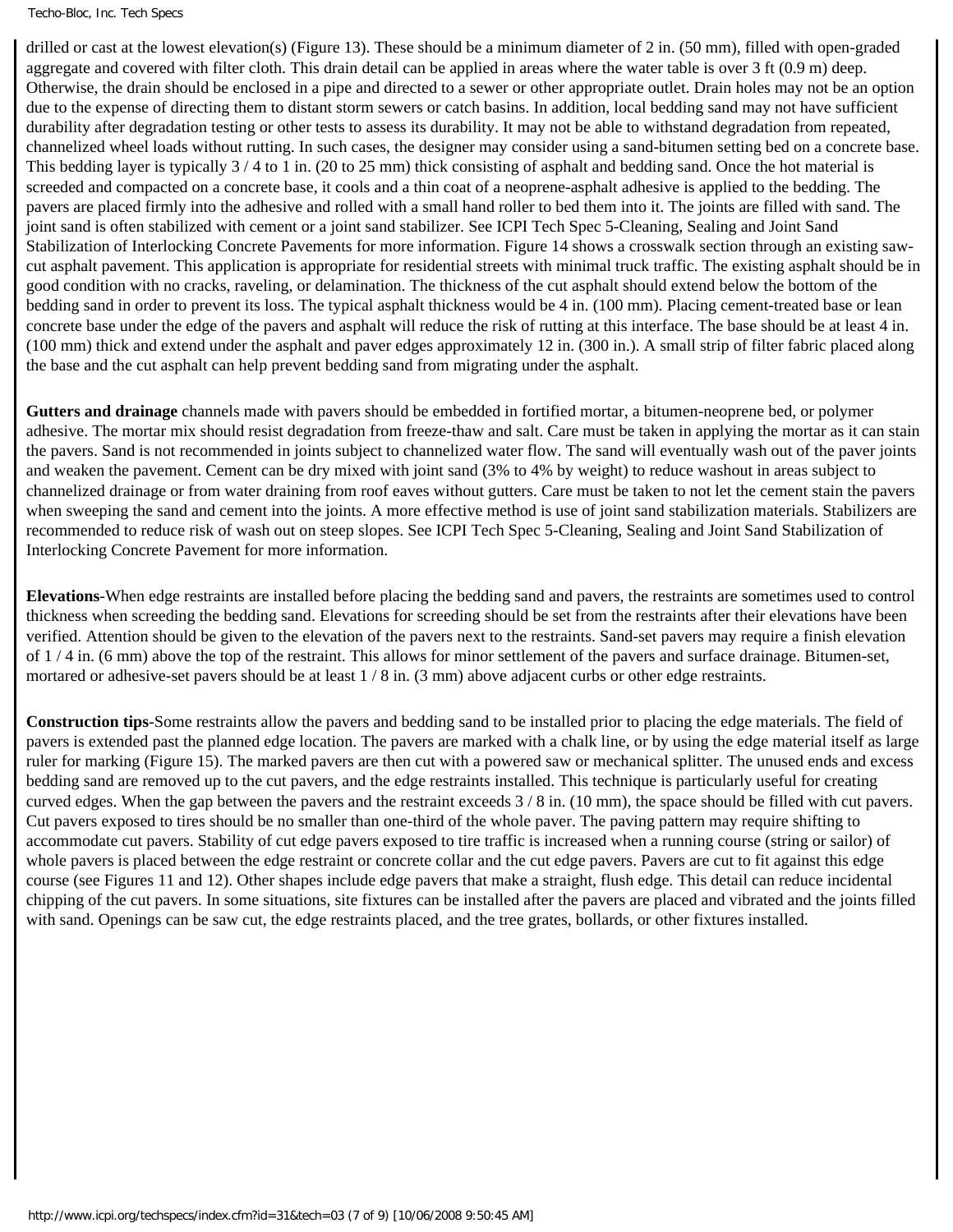drilled or cast at the lowest elevation(s) (Figure 13). These should be a minimum diameter of 2 in. (50 mm), filled with open-graded aggregate and covered with filter cloth. This drain detail can be applied in areas where the water table is over 3 ft (0.9 m) deep. Otherwise, the drain should be enclosed in a pipe and directed to a sewer or other appropriate outlet. Drain holes may not be an option due to the expense of directing them to distant storm sewers or catch basins. In addition, local bedding sand may not have sufficient durability after degradation testing or other tests to assess its durability. It may not be able to withstand degradation from repeated, channelized wheel loads without rutting. In such cases, the designer may consider using a sand-bitumen setting bed on a concrete base. This bedding layer is typically 3 / 4 to 1 in. (20 to 25 mm) thick consisting of asphalt and bedding sand. Once the hot material is screeded and compacted on a concrete base, it cools and a thin coat of a neoprene-asphalt adhesive is applied to the bedding. The pavers are placed firmly into the adhesive and rolled with a small hand roller to bed them into it. The joints are filled with sand. The joint sand is often stabilized with cement or a joint sand stabilizer. See ICPI Tech Spec 5-Cleaning, Sealing and Joint Sand Stabilization of Interlocking Concrete Pavements for more information. Figure 14 shows a crosswalk section through an existing saw-cut asphalt pavement. This application is appropriate for residential streets with minimal truck traffic. The existing asphalt should be in good condition with no cracks, raveling, or delamination. The thickness of the cut asphalt should extend below the bottom of the bedding sand in order to prevent its loss. The typical asphalt thickness would be 4 in. (100 mm). Placing cement-treated base or lean concrete base under the edge of the pavers and asphalt will reduce the risk of rutting at this interface. The base should be at least 4 in. (100 mm) thick and extend under the asphalt and paver edges approximately 12 in. (300 in.). A small strip of filter fabric placed along the base and the cut asphalt can help prevent bedding sand from migrating under the asphalt.

**Gutters and drainage** channels made with pavers should be embedded in fortified mortar, a bitumen-neoprene bed, or polymer adhesive. The mortar mix should resist degradation from freeze-thaw and salt. Care must be taken in applying the mortar as it can stain the pavers. Sand is not recommended in joints subject to channelized water flow. The sand will eventually wash out of the paver joints and weaken the pavement. Cement can be dry mixed with joint sand (3% to 4% by weight) to reduce washout in areas subject to channelized drainage or from water draining from roof eaves without gutters. Care must be taken to not let the cement stain the pavers when sweeping the sand and cement into the joints. A more effective method is use of joint sand stabilization materials. Stabilizers are recommended to reduce risk of wash out on steep slopes. See ICPI Tech Spec 5-Cleaning, Sealing and Joint Sand Stabilization of Interlocking Concrete Pavement for more information.

**Elevations**-When edge restraints are installed before placing the bedding sand and pavers, the restraints are sometimes used to control thickness when screeding the bedding sand. Elevations for screeding should be set from the restraints after their elevations have been verified. Attention should be given to the elevation of the pavers next to the restraints. Sand-set pavers may require a finish elevation of 1 / 4 in. (6 mm) above the top of the restraint. This allows for minor settlement of the pavers and surface drainage. Bitumen-set, mortared or adhesive-set pavers should be at least 1 / 8 in. (3 mm) above adjacent curbs or other edge restraints.

**Construction tips**-Some restraints allow the pavers and bedding sand to be installed prior to placing the edge materials. The field of pavers is extended past the planned edge location. The pavers are marked with a chalk line, or by using the edge material itself as large ruler for marking (Figure 15). The marked pavers are then cut with a powered saw or mechanical splitter. The unused ends and excess bedding sand are removed up to the cut pavers, and the edge restraints installed. This technique is particularly useful for creating curved edges. When the gap between the pavers and the restraint exceeds 3 / 8 in. (10 mm), the space should be filled with cut pavers. Cut pavers exposed to tires should be no smaller than one-third of the whole paver. The paving pattern may require shifting to accommodate cut pavers. Stability of cut edge pavers exposed to tire traffic is increased when a running course (string or sailor) of whole pavers is placed between the edge restraint or concrete collar and the cut edge pavers. Pavers are cut to fit against this edge course (see Figures 11 and 12). Other shapes include edge pavers that make a straight, flush edge. This detail can reduce incidental chipping of the cut pavers. In some situations, site fixtures can be installed after the pavers are placed and vibrated and the joints filled with sand. Openings can be saw cut, the edge restraints placed, and the tree grates, bollards, or other fixtures installed.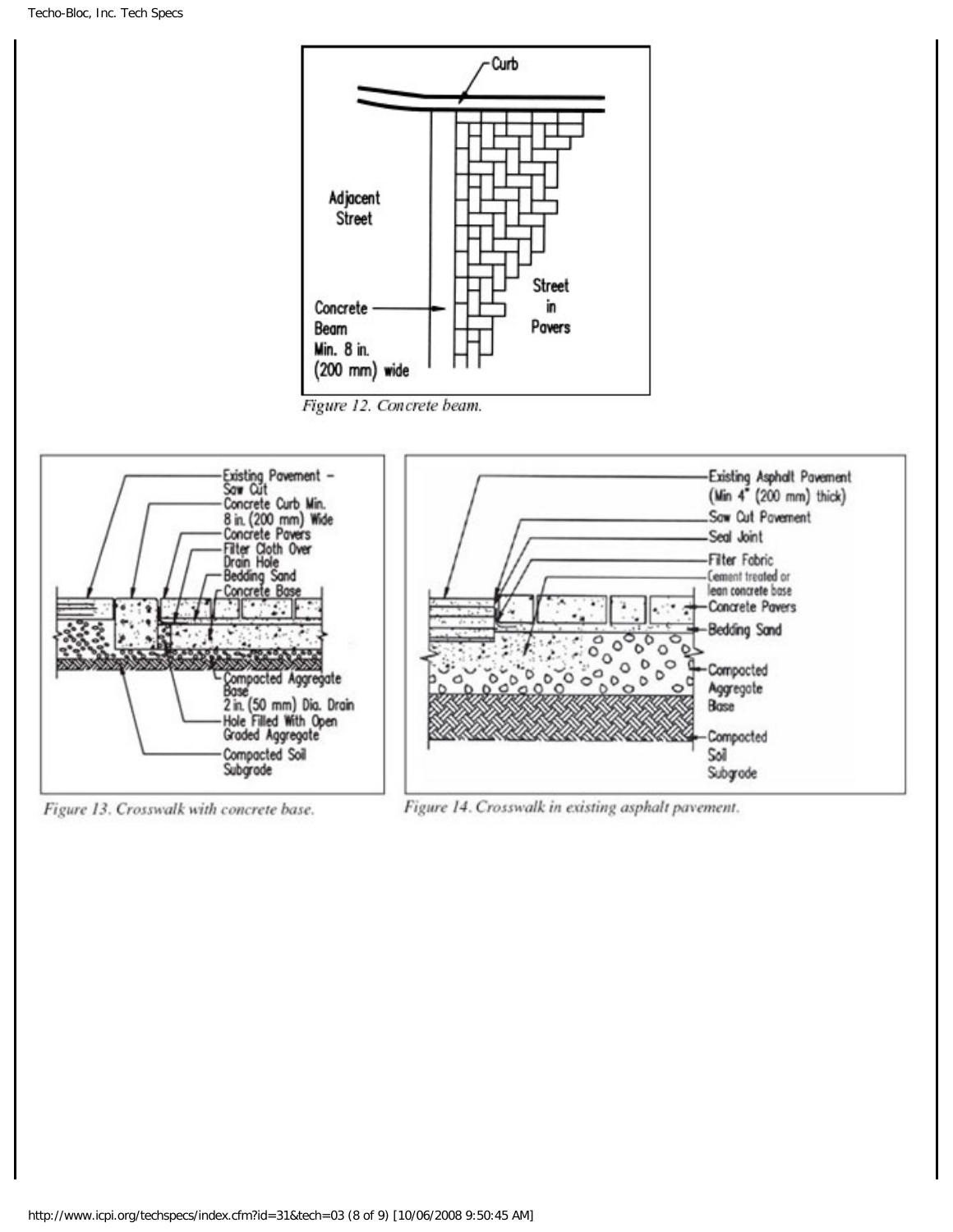Figure 12. Concrete beam.

Figure 13. Crosswalk with concrete base.

Figure 14. Crosswalk in existing asphalt pavement.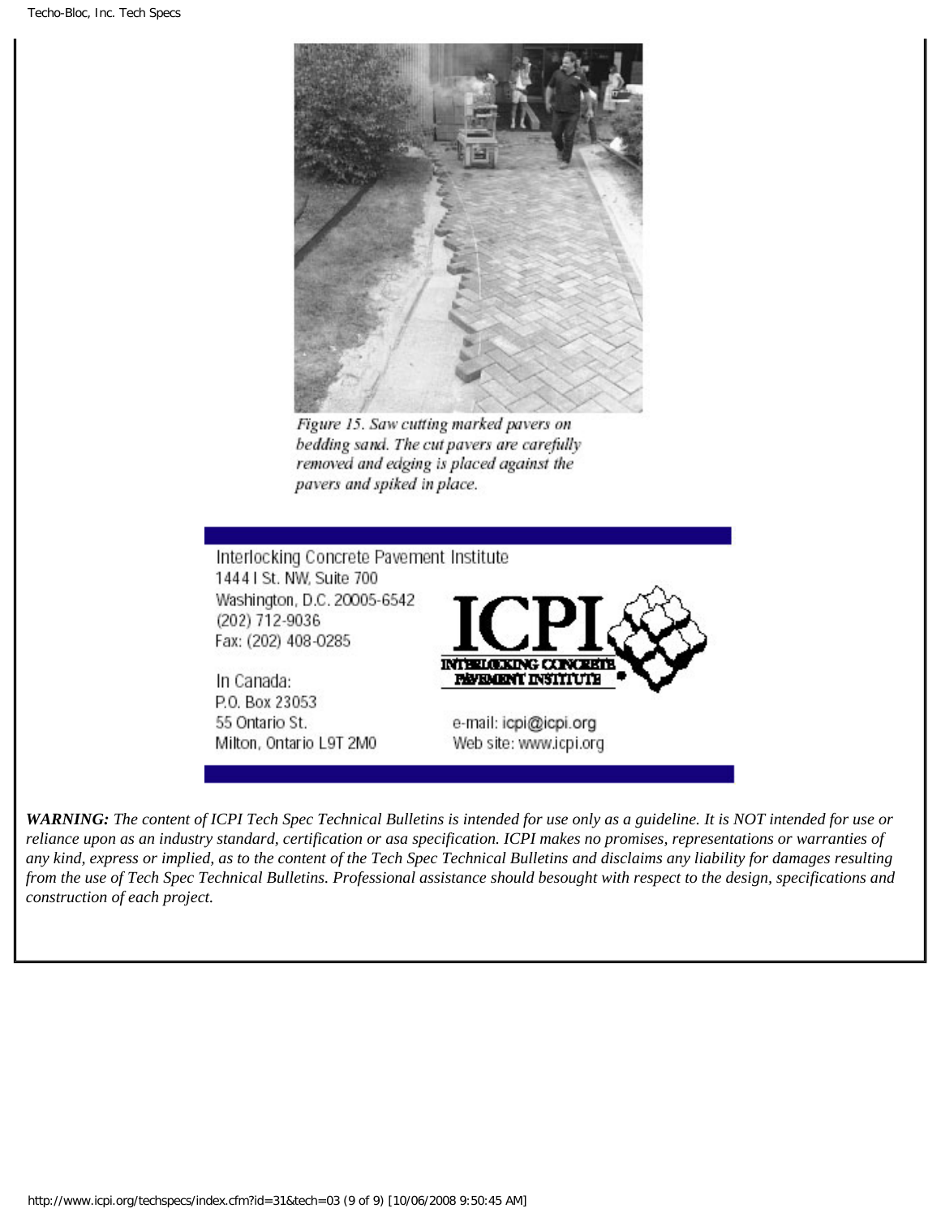*Figure 15. Saw cutting marked pavers on bedding sand. The cut pavers are carefully removed and edging is placed against the pavers and spiked in place.*

Interlocking Concrete Pavement Institute
1444 I St. NW, Suite 700
Washington, D.C. 20005-6542
(202) 712-9036
Fax: (202) 408-0285

In Canada:
P.O. Box 23053
55 Ontario St.
Milton, Ontario L9T 2M0

ICPI
INTERLOCKING CONCRETE PAVEMENT INSTITUTE

e-mail: icpi@icpi.org
Web site: www.icpi.org

***WARNING:*** *The content of ICPI Tech Spec Technical Bulletins is intended for use only as a guideline. It is NOT intended for use or reliance upon as an industry standard, certification or asa specification. ICPI makes no promises, representations or warranties of any kind, express or implied, as to the content of the Tech Spec Technical Bulletins and disclaims any liability for damages resulting from the use of Tech Spec Technical Bulletins. Professional assistance should besought with respect to the design, specifications and construction of each project.*